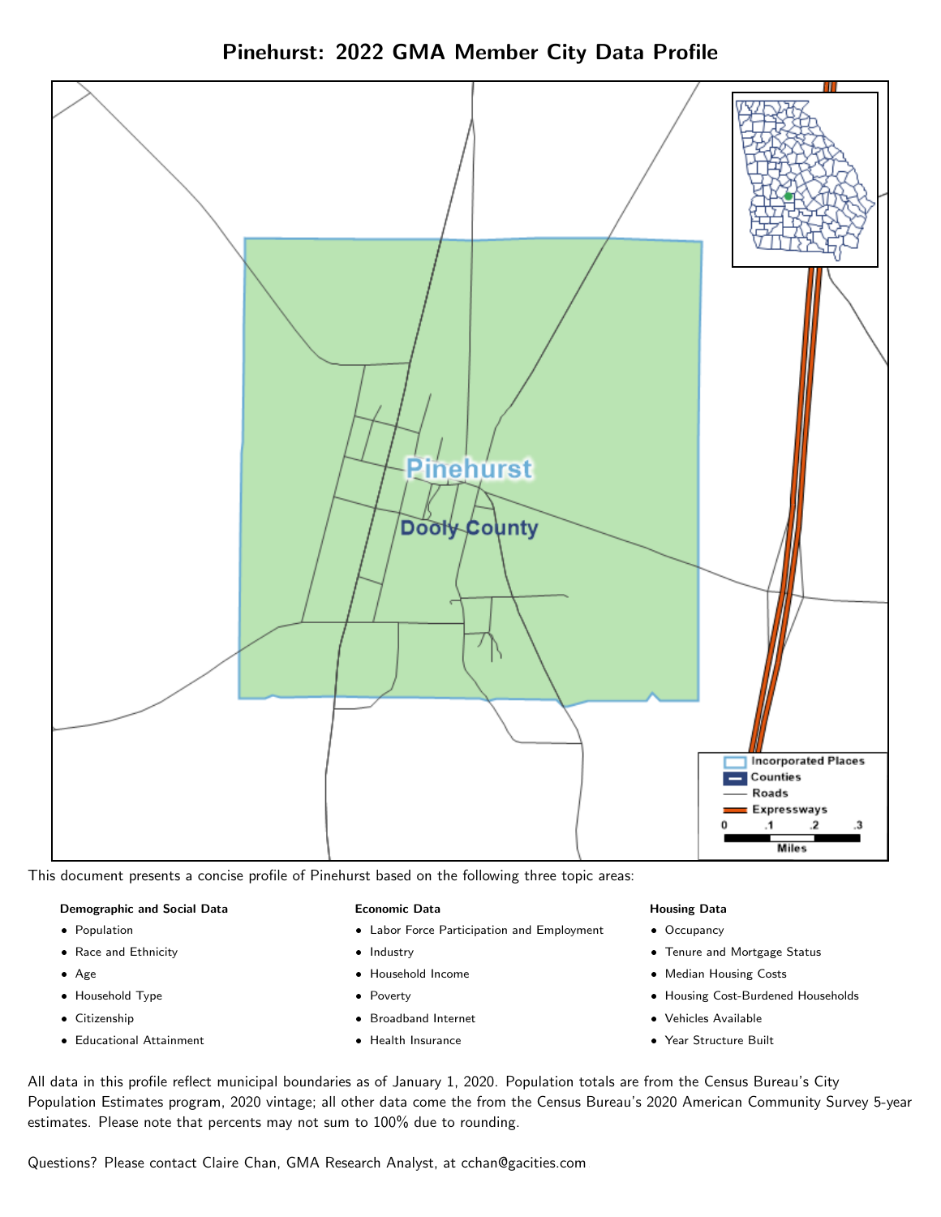# Pinehurst: 2022 GMA Member City Data Profile

This document presents a concise profile of Pinehurst based on the following three topic areas:

**Demographic and Social Data**

- Population
- Race and Ethnicity
- Age
- Household Type
- Citizenship
- Educational Attainment

**Economic Data**

- Labor Force Participation and Employment
- Industry
- Household Income
- Poverty
- Broadband Internet
- Health Insurance

**Housing Data**

- Occupancy
- Tenure and Mortgage Status
- Median Housing Costs
- Housing Cost-Burdened Households
- Vehicles Available
- Year Structure Built

All data in this profile reflect municipal boundaries as of January 1, 2020. Population totals are from the Census Bureau's City Population Estimates program, 2020 vintage; all other data come the from the Census Bureau's 2020 American Community Survey 5-year estimates. Please note that percents may not sum to 100% due to rounding.

Questions? Please contact Claire Chan, GMA Research Analyst, at cchan@gacities.com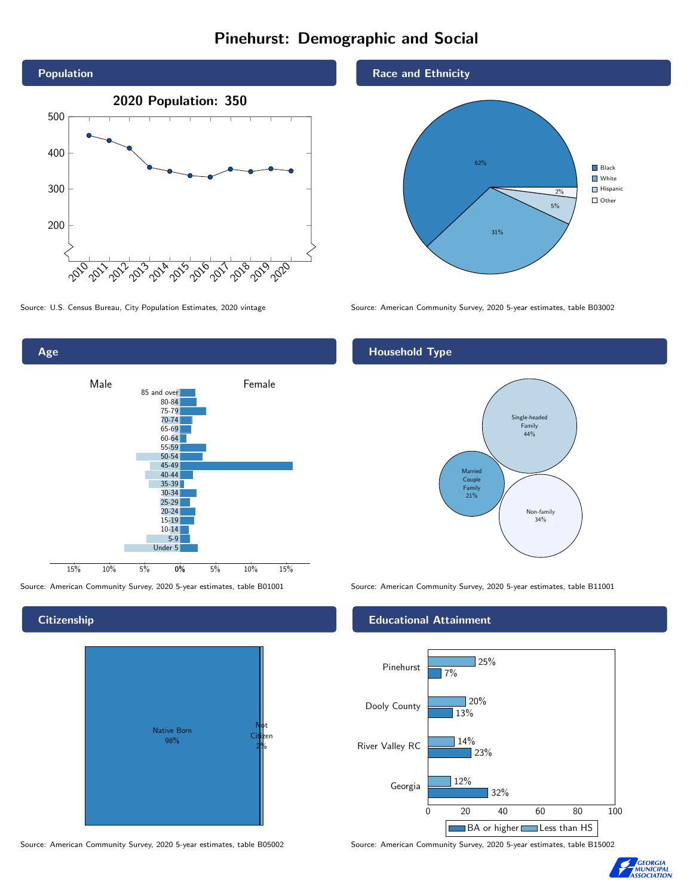# Pinehurst: Demographic and Social

## Population

2020 Population: 350

Source: U.S. Census Bureau, City Population Estimates, 2020 vintage

## Race and Ethnicity

| Race/Ethnicity | Percent |
|---|---|
| Black | 62% |
| White | 31% |
| Hispanic | 5% |
| Other | 2% |

Source: American Community Survey, 2020 5-year estimates, table B03002

## Age

Male / Female

Source: American Community Survey, 2020 5-year estimates, table B01001

## Household Type

| Household Type | Percent |
|---|---|
| Single-headed Family | 44% |
| Married Couple Family | 21% |
| Non-family | 34% |

Source: American Community Survey, 2020 5-year estimates, table B11001

## Citizenship

| Citizenship | Percent |
|---|---|
| Native Born | 98% |
| Not Citizen | 2% |

Source: American Community Survey, 2020 5-year estimates, table B05002

## Educational Attainment

| Area | Less than HS | BA or higher |
|---|---|---|
| Pinehurst | 25% | 7% |
| Dooly County | 20% | 13% |
| River Valley RC | 14% | 23% |
| Georgia | 12% | 32% |

Source: American Community Survey, 2020 5-year estimates, table B15002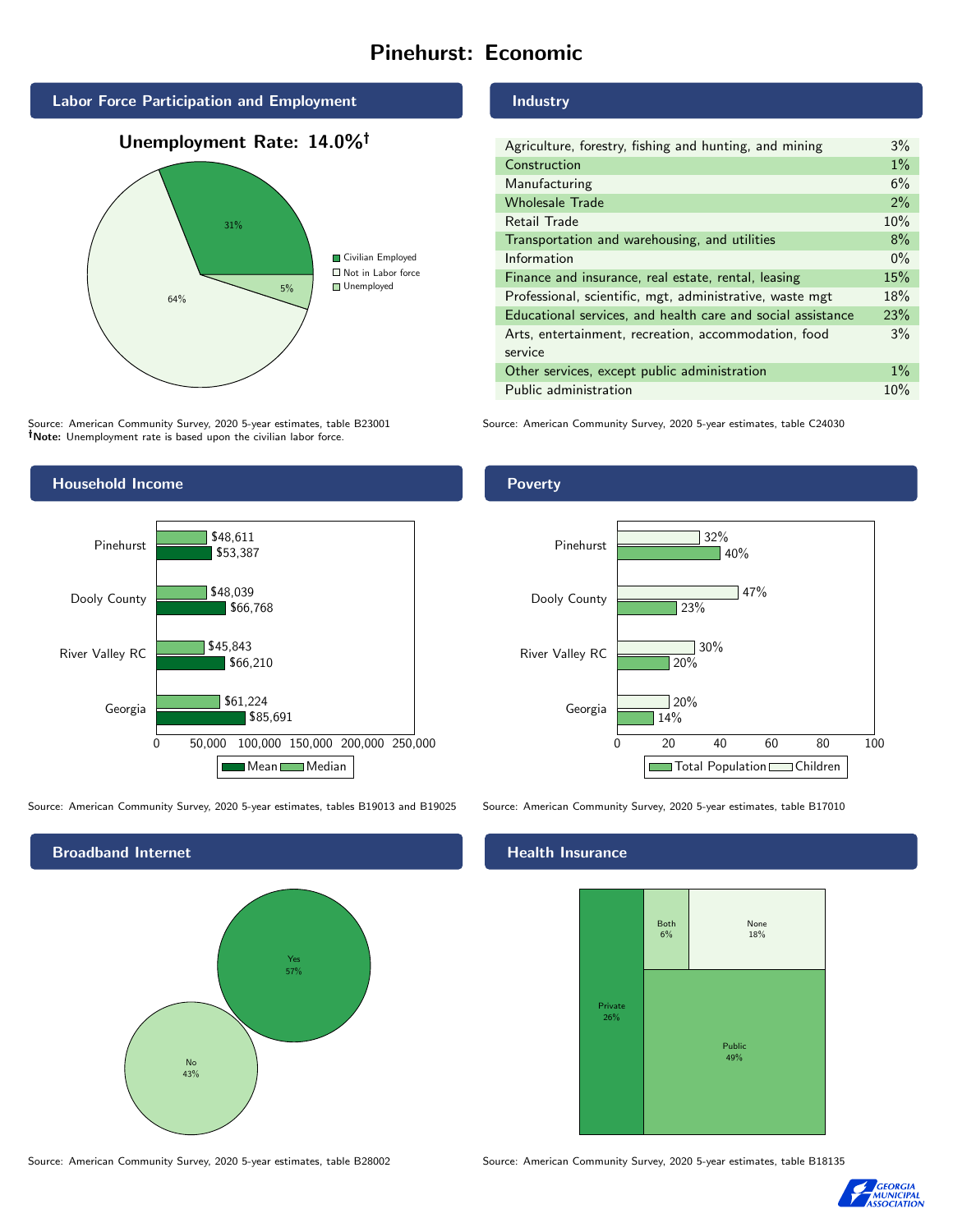# Pinehurst: Economic

## Labor Force Participation and Employment

**Unemployment Rate: 14.0%†**

| Category | Percent |
|---|---|
| Civilian Employed | 31% |
| Not in Labor force | 64% |
| Unemployed | 5% |

Source: American Community Survey, 2020 5-year estimates, table B23001
**†Note:** Unemployment rate is based upon the civilian labor force.

## Industry

| Industry | Percent |
|---|---|
| Agriculture, forestry, fishing and hunting, and mining | 3% |
| Construction | 1% |
| Manufacturing | 6% |
| Wholesale Trade | 2% |
| Retail Trade | 10% |
| Transportation and warehousing, and utilities | 8% |
| Information | 0% |
| Finance and insurance, real estate, rental, leasing | 15% |
| Professional, scientific, mgt, administrative, waste mgt | 18% |
| Educational services, and health care and social assistance | 23% |
| Arts, entertainment, recreation, accommodation, food service | 3% |
| Other services, except public administration | 1% |
| Public administration | 10% |

Source: American Community Survey, 2020 5-year estimates, table C24030

## Household Income

| | Median | Mean |
|---|---|---|
| Pinehurst | $48,611 | $53,387 |
| Dooly County | $48,039 | $66,768 |
| River Valley RC | $45,843 | $66,210 |
| Georgia | $61,224 | $85,691 |

Source: American Community Survey, 2020 5-year estimates, tables B19013 and B19025

## Poverty

| | Children | Total Population |
|---|---|---|
| Pinehurst | 32% | 40% |
| Dooly County | 47% | 23% |
| River Valley RC | 30% | 20% |
| Georgia | 20% | 14% |

Source: American Community Survey, 2020 5-year estimates, table B17010

## Broadband Internet

| | Percent |
|---|---|
| Yes | 57% |
| No | 43% |

Source: American Community Survey, 2020 5-year estimates, table B28002

## Health Insurance

| | Percent |
|---|---|
| Private | 26% |
| Both | 6% |
| None | 18% |
| Public | 49% |

Source: American Community Survey, 2020 5-year estimates, table B18135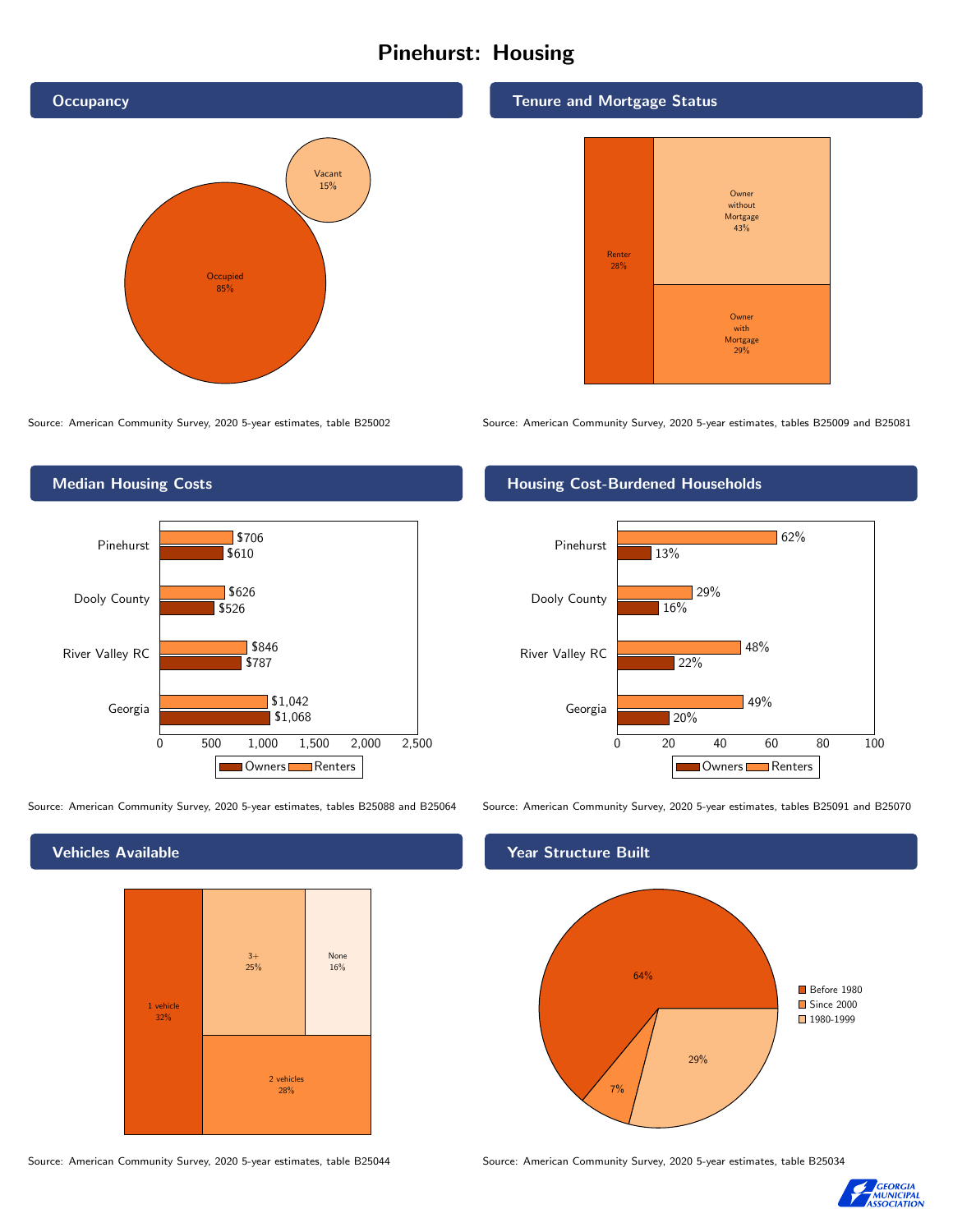# Pinehurst: Housing

## Occupancy

Vacant
15%

Occupied
85%

Source: American Community Survey, 2020 5-year estimates, table B25002

## Tenure and Mortgage Status

Renter
28%

Owner without Mortgage
43%

Owner with Mortgage
29%

Source: American Community Survey, 2020 5-year estimates, tables B25009 and B25081

## Median Housing Costs

Pinehurst
$706
$610

Dooly County
$626
$526

River Valley RC
$846
$787

Georgia
$1,042
$1,068

0 500 1,000 1,500 2,000 2,500

Owners Renters

Source: American Community Survey, 2020 5-year estimates, tables B25088 and B25064

## Housing Cost-Burdened Households

Pinehurst
62%
13%

Dooly County
29%
16%

River Valley RC
48%
22%

Georgia
49%
20%

0 20 40 60 80 100

Owners Renters

Source: American Community Survey, 2020 5-year estimates, tables B25091 and B25070

## Vehicles Available

1 vehicle
32%

3+
25%

None
16%

2 vehicles
28%

Source: American Community Survey, 2020 5-year estimates, table B25044

## Year Structure Built

64%

7%

29%

Before 1980
Since 2000
1980-1999

Source: American Community Survey, 2020 5-year estimates, table B25034

GEORGIA MUNICIPAL ASSOCIATION